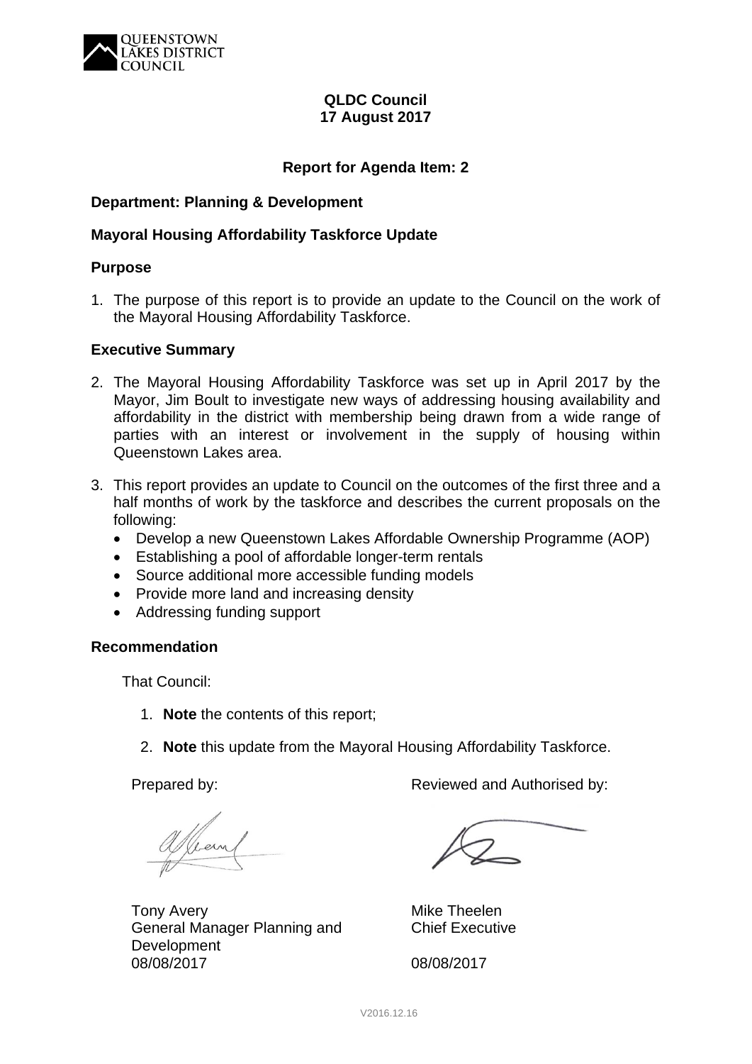**QLDC Council**
**17 August 2017**

**Report for Agenda Item: 2**

**Department: Planning & Development**

**Mayoral Housing Affordability Taskforce Update**

**Purpose**

1. The purpose of this report is to provide an update to the Council on the work of the Mayoral Housing Affordability Taskforce.

**Executive Summary**

2. The Mayoral Housing Affordability Taskforce was set up in April 2017 by the Mayor, Jim Boult to investigate new ways of addressing housing availability and affordability in the district with membership being drawn from a wide range of parties with an interest or involvement in the supply of housing within Queenstown Lakes area.

3. This report provides an update to Council on the outcomes of the first three and a half months of work by the taskforce and describes the current proposals on the following:
   - Develop a new Queenstown Lakes Affordable Ownership Programme (AOP)
   - Establishing a pool of affordable longer-term rentals
   - Source additional more accessible funding models
   - Provide more land and increasing density
   - Addressing funding support

**Recommendation**

That Council:

1. **Note** the contents of this report;
2. **Note** this update from the Mayoral Housing Affordability Taskforce.

| Prepared by: | Reviewed and Authorised by: |
|---|---|
| Tony Avery<br>General Manager Planning and Development<br>08/08/2017 | Mike Theelen<br>Chief Executive<br>08/08/2017 |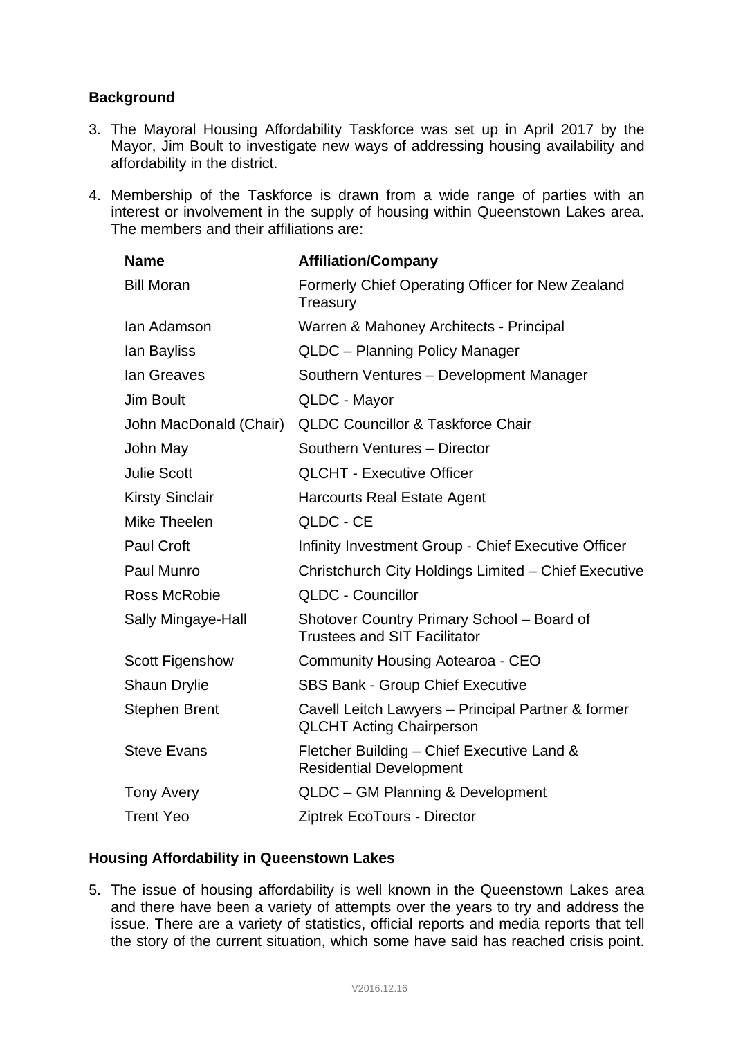## Background

3. The Mayoral Housing Affordability Taskforce was set up in April 2017 by the Mayor, Jim Boult to investigate new ways of addressing housing availability and affordability in the district.

4. Membership of the Taskforce is drawn from a wide range of parties with an interest or involvement in the supply of housing within Queenstown Lakes area. The members and their affiliations are:

| Name | Affiliation/Company |
|---|---|
| Bill Moran | Formerly Chief Operating Officer for New Zealand Treasury |
| Ian Adamson | Warren & Mahoney Architects - Principal |
| Ian Bayliss | QLDC – Planning Policy Manager |
| Ian Greaves | Southern Ventures – Development Manager |
| Jim Boult | QLDC - Mayor |
| John MacDonald (Chair) | QLDC Councillor & Taskforce Chair |
| John May | Southern Ventures – Director |
| Julie Scott | QLCHT - Executive Officer |
| Kirsty Sinclair | Harcourts Real Estate Agent |
| Mike Theelen | QLDC - CE |
| Paul Croft | Infinity Investment Group - Chief Executive Officer |
| Paul Munro | Christchurch City Holdings Limited – Chief Executive |
| Ross McRobie | QLDC - Councillor |
| Sally Mingaye-Hall | Shotover Country Primary School – Board of Trustees and SIT Facilitator |
| Scott Figenshow | Community Housing Aotearoa - CEO |
| Shaun Drylie | SBS Bank - Group Chief Executive |
| Stephen Brent | Cavell Leitch Lawyers – Principal Partner & former QLCHT Acting Chairperson |
| Steve Evans | Fletcher Building – Chief Executive Land & Residential Development |
| Tony Avery | QLDC – GM Planning & Development |
| Trent Yeo | Ziptrek EcoTours - Director |

## Housing Affordability in Queenstown Lakes

5. The issue of housing affordability is well known in the Queenstown Lakes area and there have been a variety of attempts over the years to try and address the issue. There are a variety of statistics, official reports and media reports that tell the story of the current situation, which some have said has reached crisis point.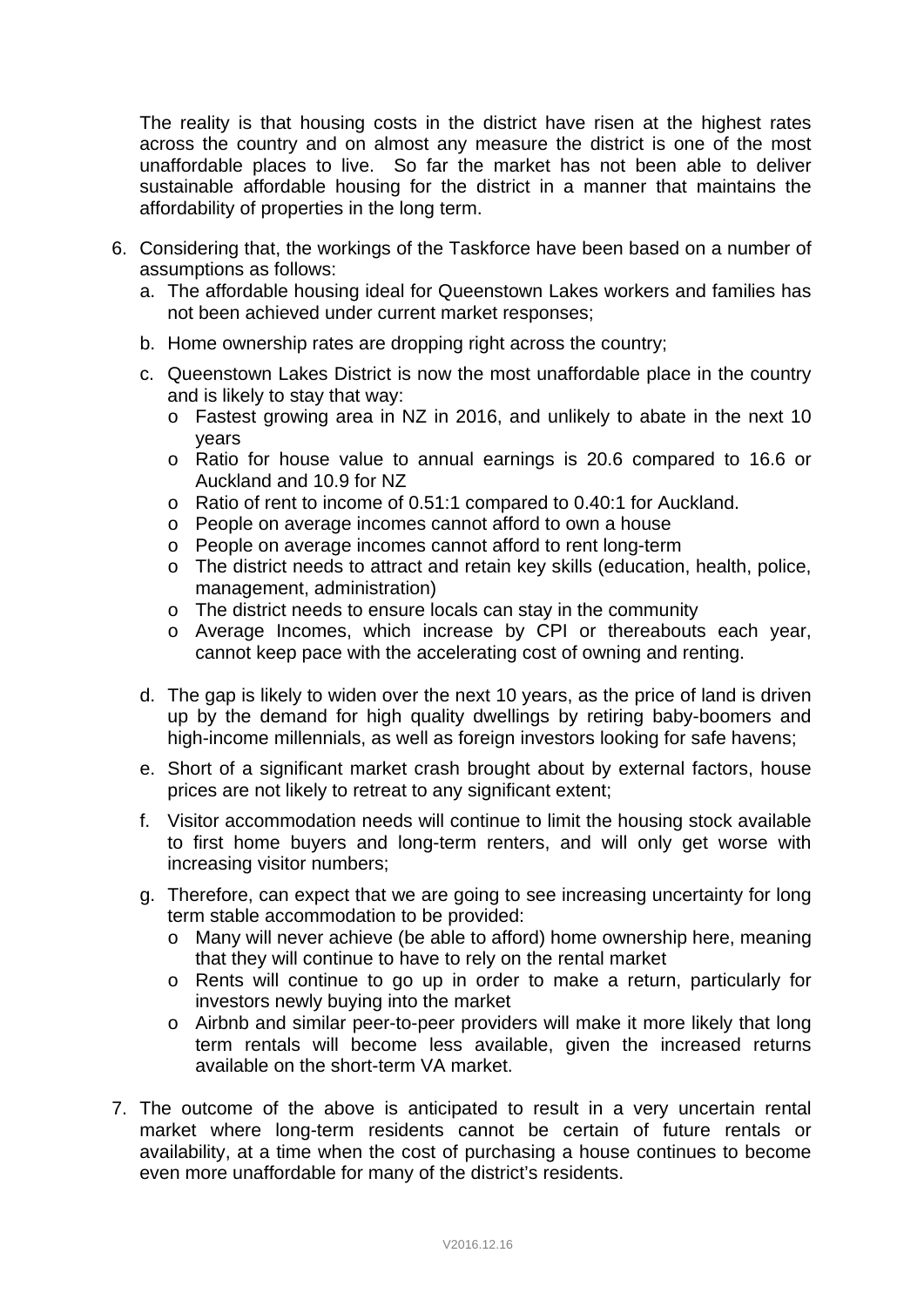The reality is that housing costs in the district have risen at the highest rates across the country and on almost any measure the district is one of the most unaffordable places to live. So far the market has not been able to deliver sustainable affordable housing for the district in a manner that maintains the affordability of properties in the long term.

6. Considering that, the workings of the Taskforce have been based on a number of assumptions as follows:
   a. The affordable housing ideal for Queenstown Lakes workers and families has not been achieved under current market responses;
   b. Home ownership rates are dropping right across the country;
   c. Queenstown Lakes District is now the most unaffordable place in the country and is likely to stay that way:
      - Fastest growing area in NZ in 2016, and unlikely to abate in the next 10 years
      - Ratio for house value to annual earnings is 20.6 compared to 16.6 or Auckland and 10.9 for NZ
      - Ratio of rent to income of 0.51:1 compared to 0.40:1 for Auckland.
      - People on average incomes cannot afford to own a house
      - People on average incomes cannot afford to rent long-term
      - The district needs to attract and retain key skills (education, health, police, management, administration)
      - The district needs to ensure locals can stay in the community
      - Average Incomes, which increase by CPI or thereabouts each year, cannot keep pace with the accelerating cost of owning and renting.
   d. The gap is likely to widen over the next 10 years, as the price of land is driven up by the demand for high quality dwellings by retiring baby-boomers and high-income millennials, as well as foreign investors looking for safe havens;
   e. Short of a significant market crash brought about by external factors, house prices are not likely to retreat to any significant extent;
   f. Visitor accommodation needs will continue to limit the housing stock available to first home buyers and long-term renters, and will only get worse with increasing visitor numbers;
   g. Therefore, can expect that we are going to see increasing uncertainty for long term stable accommodation to be provided:
      - Many will never achieve (be able to afford) home ownership here, meaning that they will continue to have to rely on the rental market
      - Rents will continue to go up in order to make a return, particularly for investors newly buying into the market
      - Airbnb and similar peer-to-peer providers will make it more likely that long term rentals will become less available, given the increased returns available on the short-term VA market.

7. The outcome of the above is anticipated to result in a very uncertain rental market where long-term residents cannot be certain of future rentals or availability, at a time when the cost of purchasing a house continues to become even more unaffordable for many of the district's residents.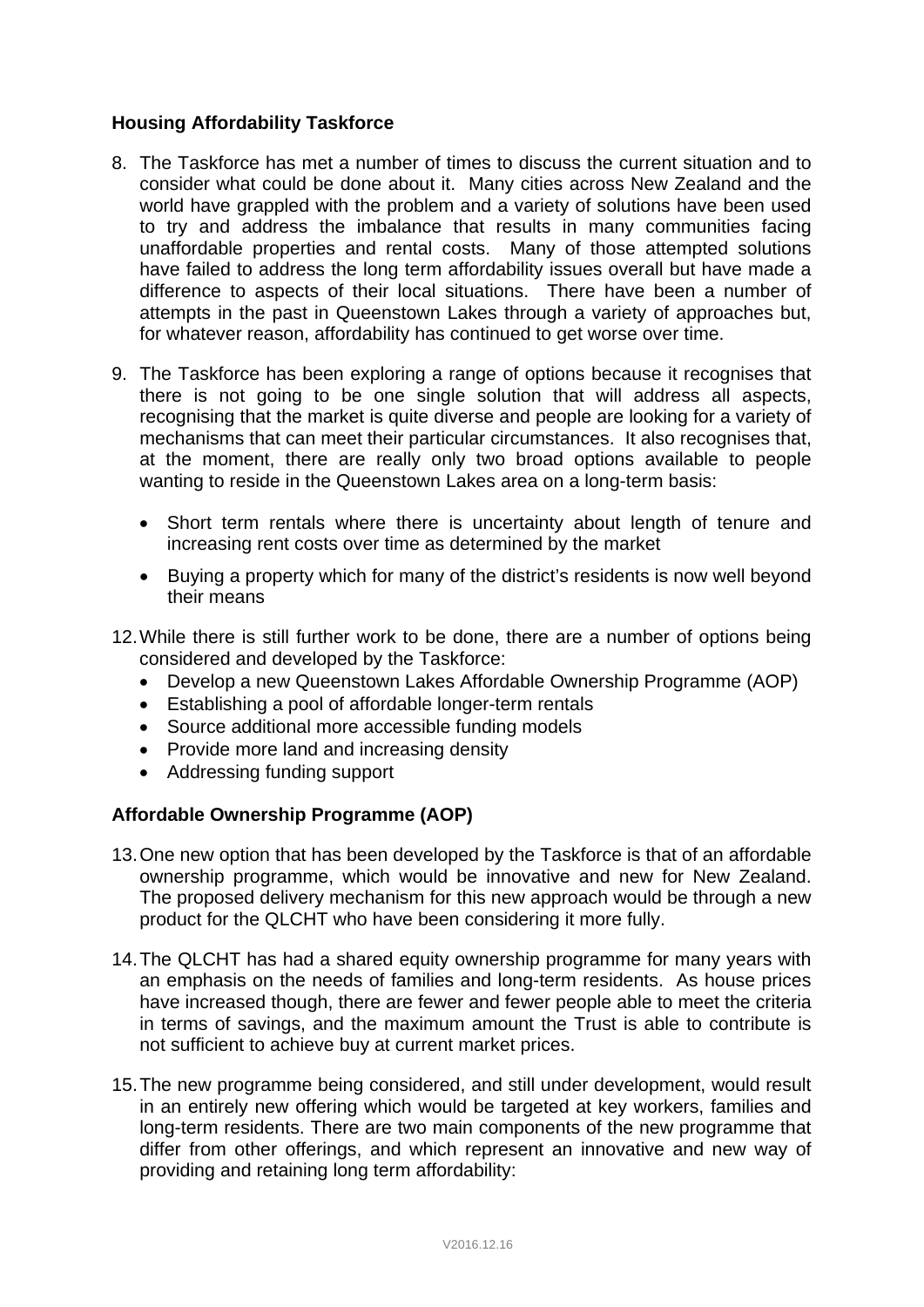**Housing Affordability Taskforce**

8. The Taskforce has met a number of times to discuss the current situation and to consider what could be done about it. Many cities across New Zealand and the world have grappled with the problem and a variety of solutions have been used to try and address the imbalance that results in many communities facing unaffordable properties and rental costs. Many of those attempted solutions have failed to address the long term affordability issues overall but have made a difference to aspects of their local situations. There have been a number of attempts in the past in Queenstown Lakes through a variety of approaches but, for whatever reason, affordability has continued to get worse over time.

9. The Taskforce has been exploring a range of options because it recognises that there is not going to be one single solution that will address all aspects, recognising that the market is quite diverse and people are looking for a variety of mechanisms that can meet their particular circumstances. It also recognises that, at the moment, there are really only two broad options available to people wanting to reside in the Queenstown Lakes area on a long-term basis:

   - Short term rentals where there is uncertainty about length of tenure and increasing rent costs over time as determined by the market
   - Buying a property which for many of the district's residents is now well beyond their means

12. While there is still further work to be done, there are a number of options being considered and developed by the Taskforce:
   - Develop a new Queenstown Lakes Affordable Ownership Programme (AOP)
   - Establishing a pool of affordable longer-term rentals
   - Source additional more accessible funding models
   - Provide more land and increasing density
   - Addressing funding support

**Affordable Ownership Programme (AOP)**

13. One new option that has been developed by the Taskforce is that of an affordable ownership programme, which would be innovative and new for New Zealand. The proposed delivery mechanism for this new approach would be through a new product for the QLCHT who have been considering it more fully.

14. The QLCHT has had a shared equity ownership programme for many years with an emphasis on the needs of families and long-term residents. As house prices have increased though, there are fewer and fewer people able to meet the criteria in terms of savings, and the maximum amount the Trust is able to contribute is not sufficient to achieve buy at current market prices.

15. The new programme being considered, and still under development, would result in an entirely new offering which would be targeted at key workers, families and long-term residents. There are two main components of the new programme that differ from other offerings, and which represent an innovative and new way of providing and retaining long term affordability: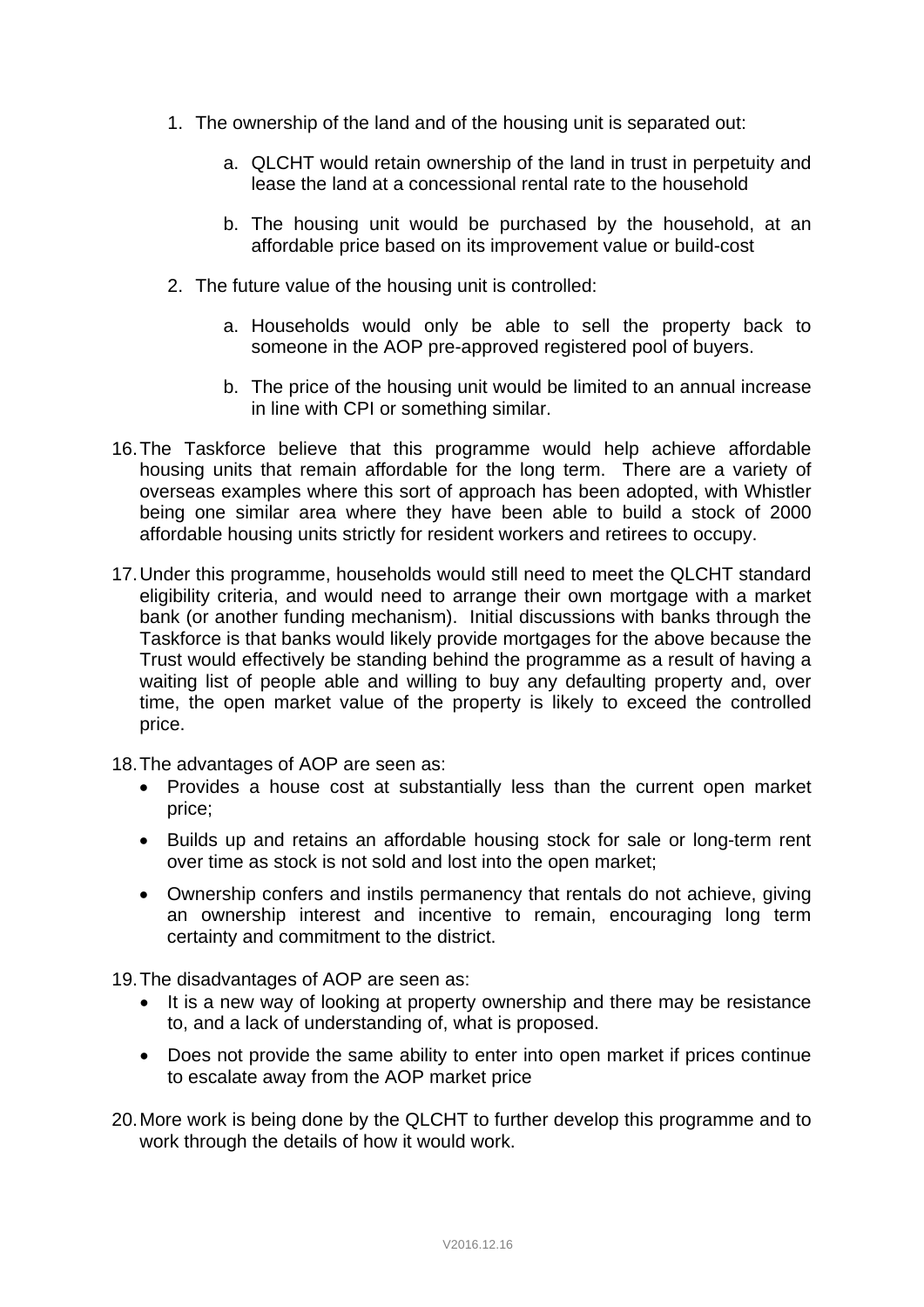1. The ownership of the land and of the housing unit is separated out:

    a. QLCHT would retain ownership of the land in trust in perpetuity and lease the land at a concessional rental rate to the household

    b. The housing unit would be purchased by the household, at an affordable price based on its improvement value or build-cost

2. The future value of the housing unit is controlled:

    a. Households would only be able to sell the property back to someone in the AOP pre-approved registered pool of buyers.

    b. The price of the housing unit would be limited to an annual increase in line with CPI or something similar.

16. The Taskforce believe that this programme would help achieve affordable housing units that remain affordable for the long term. There are a variety of overseas examples where this sort of approach has been adopted, with Whistler being one similar area where they have been able to build a stock of 2000 affordable housing units strictly for resident workers and retirees to occupy.

17. Under this programme, households would still need to meet the QLCHT standard eligibility criteria, and would need to arrange their own mortgage with a market bank (or another funding mechanism). Initial discussions with banks through the Taskforce is that banks would likely provide mortgages for the above because the Trust would effectively be standing behind the programme as a result of having a waiting list of people able and willing to buy any defaulting property and, over time, the open market value of the property is likely to exceed the controlled price.

18. The advantages of AOP are seen as:
    - Provides a house cost at substantially less than the current open market price;
    - Builds up and retains an affordable housing stock for sale or long-term rent over time as stock is not sold and lost into the open market;
    - Ownership confers and instils permanency that rentals do not achieve, giving an ownership interest and incentive to remain, encouraging long term certainty and commitment to the district.

19. The disadvantages of AOP are seen as:
    - It is a new way of looking at property ownership and there may be resistance to, and a lack of understanding of, what is proposed.
    - Does not provide the same ability to enter into open market if prices continue to escalate away from the AOP market price

20. More work is being done by the QLCHT to further develop this programme and to work through the details of how it would work.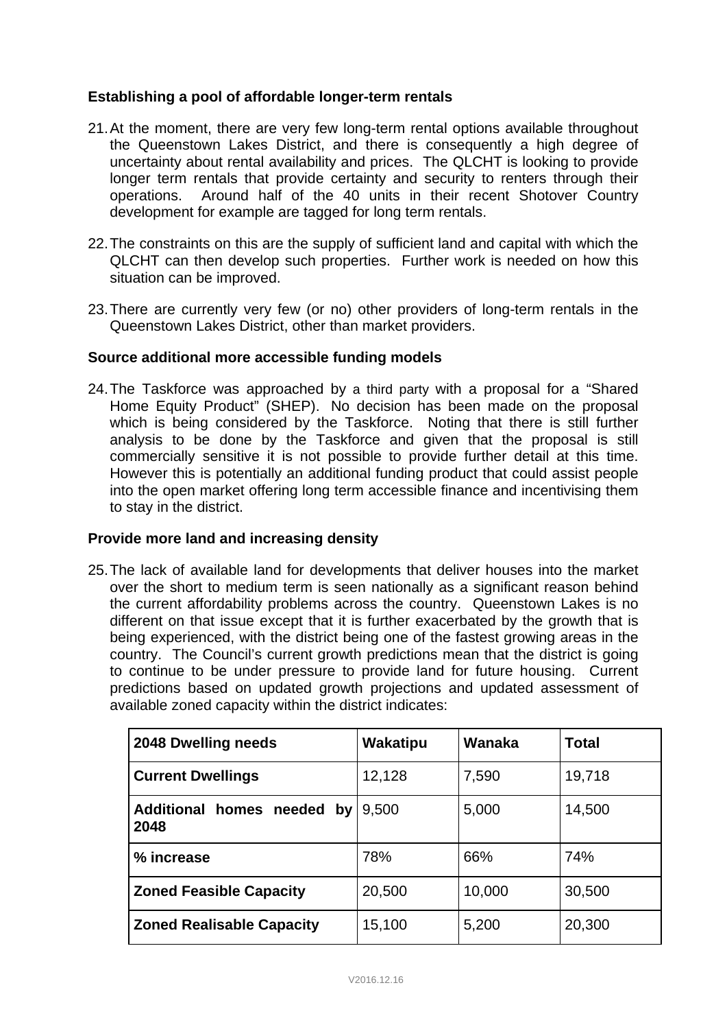### Establishing a pool of affordable longer-term rentals

21. At the moment, there are very few long-term rental options available throughout the Queenstown Lakes District, and there is consequently a high degree of uncertainty about rental availability and prices. The QLCHT is looking to provide longer term rentals that provide certainty and security to renters through their operations. Around half of the 40 units in their recent Shotover Country development for example are tagged for long term rentals.

22. The constraints on this are the supply of sufficient land and capital with which the QLCHT can then develop such properties. Further work is needed on how this situation can be improved.

23. There are currently very few (or no) other providers of long-term rentals in the Queenstown Lakes District, other than market providers.

### Source additional more accessible funding models

24. The Taskforce was approached by a third party with a proposal for a "Shared Home Equity Product" (SHEP). No decision has been made on the proposal which is being considered by the Taskforce. Noting that there is still further analysis to be done by the Taskforce and given that the proposal is still commercially sensitive it is not possible to provide further detail at this time. However this is potentially an additional funding product that could assist people into the open market offering long term accessible finance and incentivising them to stay in the district.

### Provide more land and increasing density

25. The lack of available land for developments that deliver houses into the market over the short to medium term is seen nationally as a significant reason behind the current affordability problems across the country. Queenstown Lakes is no different on that issue except that it is further exacerbated by the growth that is being experienced, with the district being one of the fastest growing areas in the country. The Council's current growth predictions mean that the district is going to continue to be under pressure to provide land for future housing. Current predictions based on updated growth projections and updated assessment of available zoned capacity within the district indicates:

| 2048 Dwelling needs | Wakatipu | Wanaka | Total |
|---|---|---|---|
| **Current Dwellings** | 12,128 | 7,590 | 19,718 |
| **Additional homes needed by 2048** | 9,500 | 5,000 | 14,500 |
| **% increase** | 78% | 66% | 74% |
| **Zoned Feasible Capacity** | 20,500 | 10,000 | 30,500 |
| **Zoned Realisable Capacity** | 15,100 | 5,200 | 20,300 |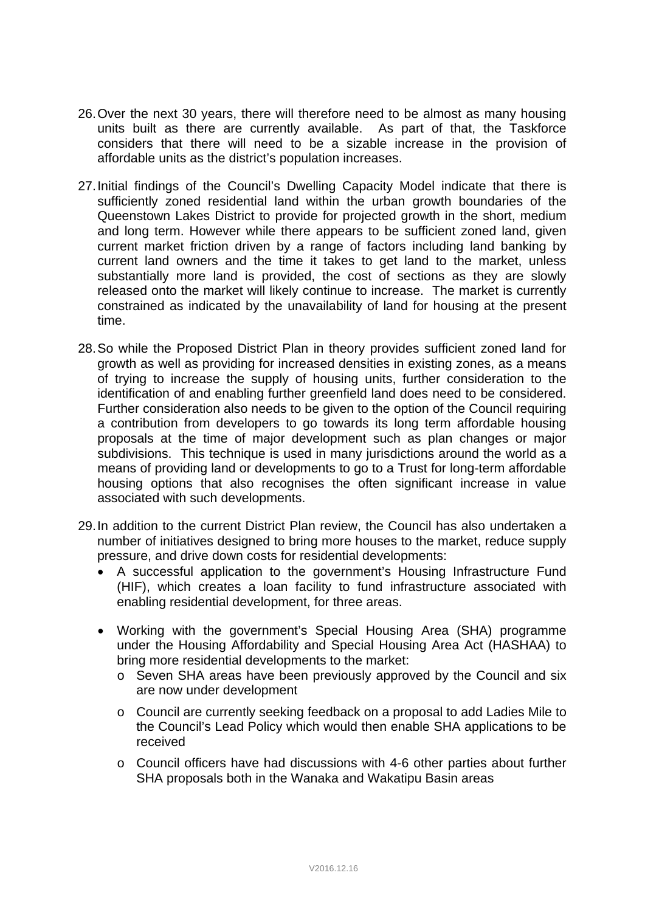26. Over the next 30 years, there will therefore need to be almost as many housing units built as there are currently available. As part of that, the Taskforce considers that there will need to be a sizable increase in the provision of affordable units as the district's population increases.

27. Initial findings of the Council's Dwelling Capacity Model indicate that there is sufficiently zoned residential land within the urban growth boundaries of the Queenstown Lakes District to provide for projected growth in the short, medium and long term. However while there appears to be sufficient zoned land, given current market friction driven by a range of factors including land banking by current land owners and the time it takes to get land to the market, unless substantially more land is provided, the cost of sections as they are slowly released onto the market will likely continue to increase. The market is currently constrained as indicated by the unavailability of land for housing at the present time.

28. So while the Proposed District Plan in theory provides sufficient zoned land for growth as well as providing for increased densities in existing zones, as a means of trying to increase the supply of housing units, further consideration to the identification of and enabling further greenfield land does need to be considered. Further consideration also needs to be given to the option of the Council requiring a contribution from developers to go towards its long term affordable housing proposals at the time of major development such as plan changes or major subdivisions. This technique is used in many jurisdictions around the world as a means of providing land or developments to go to a Trust for long-term affordable housing options that also recognises the often significant increase in value associated with such developments.

29. In addition to the current District Plan review, the Council has also undertaken a number of initiatives designed to bring more houses to the market, reduce supply pressure, and drive down costs for residential developments:
    - A successful application to the government's Housing Infrastructure Fund (HIF), which creates a loan facility to fund infrastructure associated with enabling residential development, for three areas.
    - Working with the government's Special Housing Area (SHA) programme under the Housing Affordability and Special Housing Area Act (HASHAA) to bring more residential developments to the market:
        - Seven SHA areas have been previously approved by the Council and six are now under development
        - Council are currently seeking feedback on a proposal to add Ladies Mile to the Council's Lead Policy which would then enable SHA applications to be received
        - Council officers have had discussions with 4-6 other parties about further SHA proposals both in the Wanaka and Wakatipu Basin areas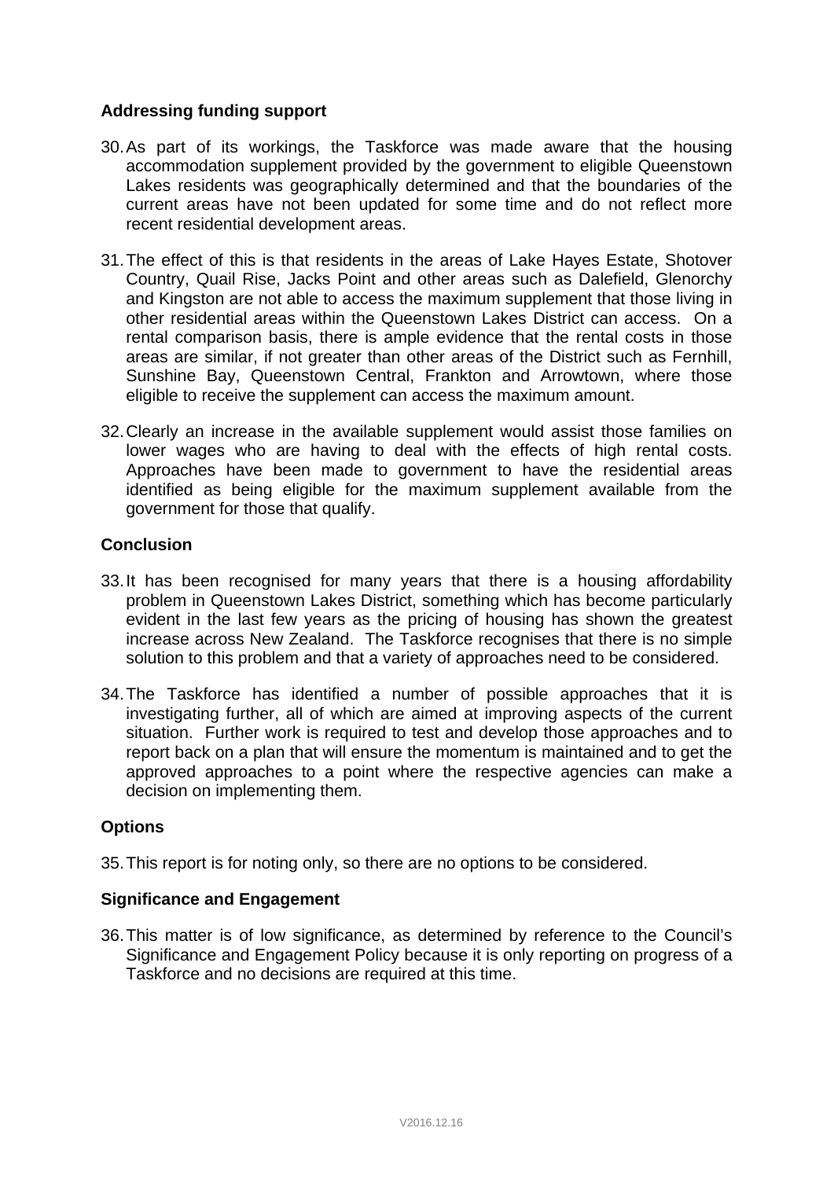**Addressing funding support**

30. As part of its workings, the Taskforce was made aware that the housing accommodation supplement provided by the government to eligible Queenstown Lakes residents was geographically determined and that the boundaries of the current areas have not been updated for some time and do not reflect more recent residential development areas.

31. The effect of this is that residents in the areas of Lake Hayes Estate, Shotover Country, Quail Rise, Jacks Point and other areas such as Dalefield, Glenorchy and Kingston are not able to access the maximum supplement that those living in other residential areas within the Queenstown Lakes District can access. On a rental comparison basis, there is ample evidence that the rental costs in those areas are similar, if not greater than other areas of the District such as Fernhill, Sunshine Bay, Queenstown Central, Frankton and Arrowtown, where those eligible to receive the supplement can access the maximum amount.

32. Clearly an increase in the available supplement would assist those families on lower wages who are having to deal with the effects of high rental costs. Approaches have been made to government to have the residential areas identified as being eligible for the maximum supplement available from the government for those that qualify.

**Conclusion**

33. It has been recognised for many years that there is a housing affordability problem in Queenstown Lakes District, something which has become particularly evident in the last few years as the pricing of housing has shown the greatest increase across New Zealand. The Taskforce recognises that there is no simple solution to this problem and that a variety of approaches need to be considered.

34. The Taskforce has identified a number of possible approaches that it is investigating further, all of which are aimed at improving aspects of the current situation. Further work is required to test and develop those approaches and to report back on a plan that will ensure the momentum is maintained and to get the approved approaches to a point where the respective agencies can make a decision on implementing them.

**Options**

35. This report is for noting only, so there are no options to be considered.

**Significance and Engagement**

36. This matter is of low significance, as determined by reference to the Council's Significance and Engagement Policy because it is only reporting on progress of a Taskforce and no decisions are required at this time.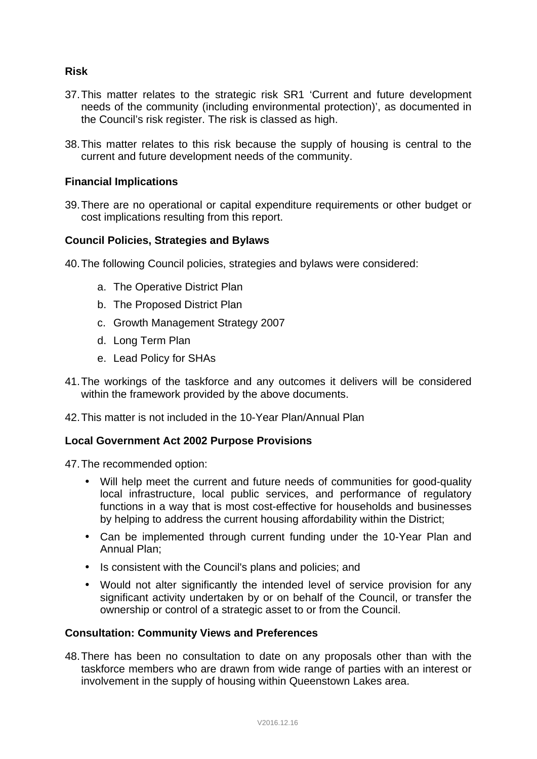**Risk**

37. This matter relates to the strategic risk SR1 'Current and future development needs of the community (including environmental protection)', as documented in the Council's risk register. The risk is classed as high.

38. This matter relates to this risk because the supply of housing is central to the current and future development needs of the community.

**Financial Implications**

39. There are no operational or capital expenditure requirements or other budget or cost implications resulting from this report.

**Council Policies, Strategies and Bylaws**

40. The following Council policies, strategies and bylaws were considered:

    a. The Operative District Plan

    b. The Proposed District Plan

    c. Growth Management Strategy 2007

    d. Long Term Plan

    e. Lead Policy for SHAs

41. The workings of the taskforce and any outcomes it delivers will be considered within the framework provided by the above documents.

42. This matter is not included in the 10-Year Plan/Annual Plan

**Local Government Act 2002 Purpose Provisions**

47. The recommended option:

- Will help meet the current and future needs of communities for good-quality local infrastructure, local public services, and performance of regulatory functions in a way that is most cost-effective for households and businesses by helping to address the current housing affordability within the District;
- Can be implemented through current funding under the 10-Year Plan and Annual Plan;
- Is consistent with the Council's plans and policies; and
- Would not alter significantly the intended level of service provision for any significant activity undertaken by or on behalf of the Council, or transfer the ownership or control of a strategic asset to or from the Council.

**Consultation: Community Views and Preferences**

48. There has been no consultation to date on any proposals other than with the taskforce members who are drawn from wide range of parties with an interest or involvement in the supply of housing within Queenstown Lakes area.